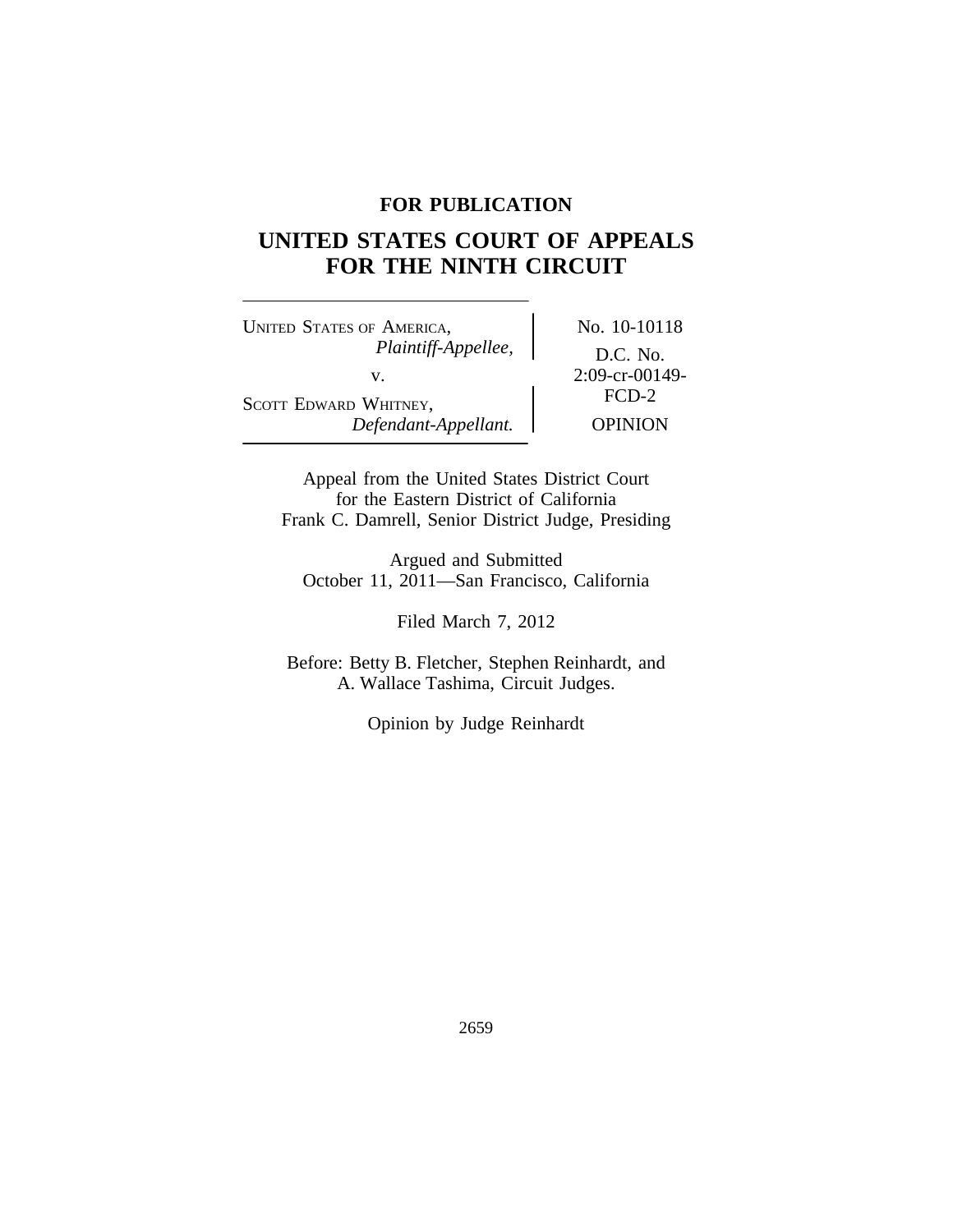**FOR PUBLICATION**

# UNITED STATES COURT OF APPEALS FOR THE NINTH CIRCUIT

| | |
|---|---|
| UNITED STATES OF AMERICA, *Plaintiff-Appellee,* v. SCOTT EDWARD WHITNEY, *Defendant-Appellant.* | No. 10-10118 D.C. No. 2:09-cr-00149-FCD-2 OPINION |

Appeal from the United States District Court for the Eastern District of California
Frank C. Damrell, Senior District Judge, Presiding

Argued and Submitted
October 11, 2011—San Francisco, California

Filed March 7, 2012

Before: Betty B. Fletcher, Stephen Reinhardt, and A. Wallace Tashima, Circuit Judges.

Opinion by Judge Reinhardt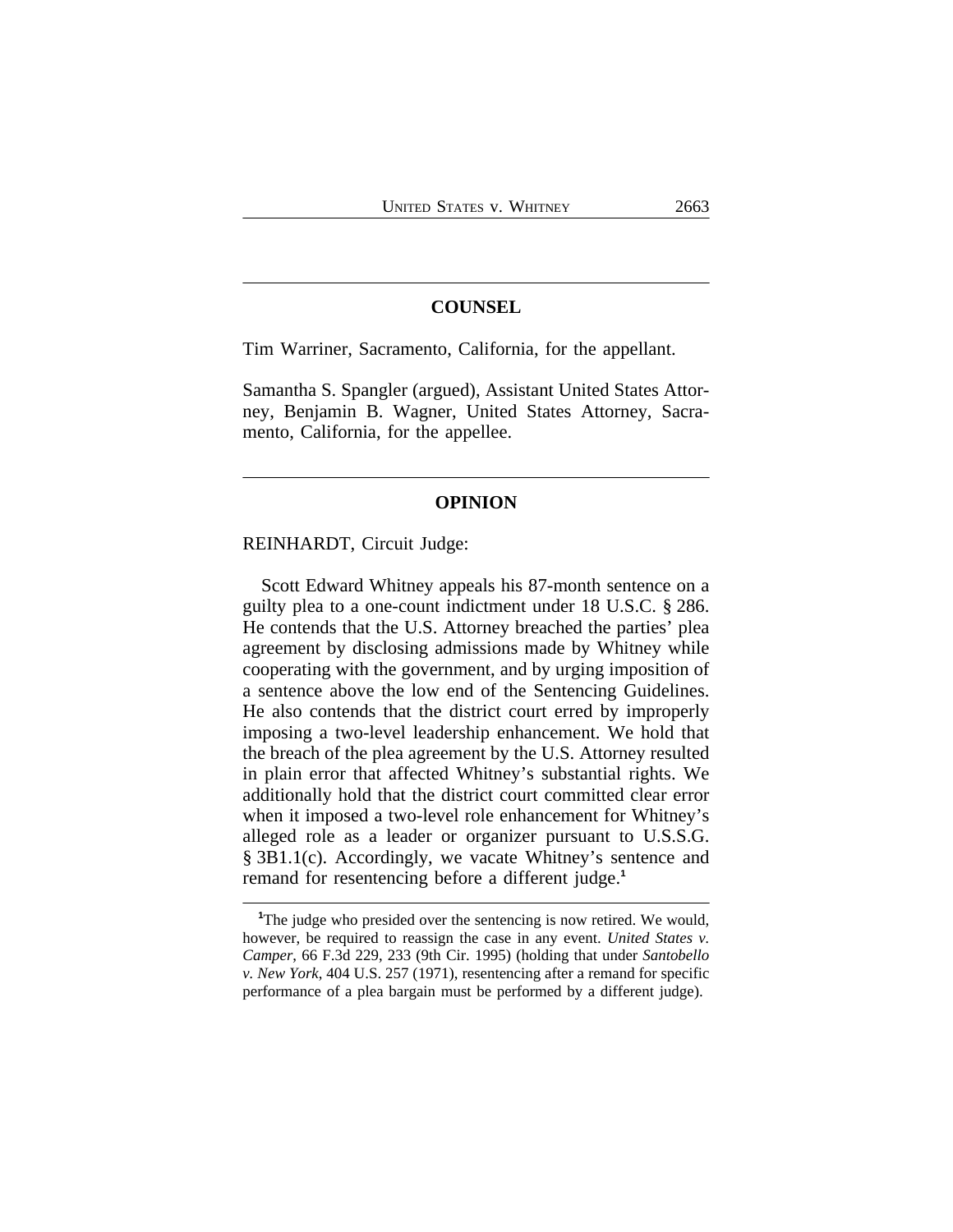## COUNSEL

Tim Warriner, Sacramento, California, for the appellant.

Samantha S. Spangler (argued), Assistant United States Attorney, Benjamin B. Wagner, United States Attorney, Sacramento, California, for the appellee.

## OPINION

REINHARDT, Circuit Judge:

Scott Edward Whitney appeals his 87-month sentence on a guilty plea to a one-count indictment under 18 U.S.C. § 286. He contends that the U.S. Attorney breached the parties' plea agreement by disclosing admissions made by Whitney while cooperating with the government, and by urging imposition of a sentence above the low end of the Sentencing Guidelines. He also contends that the district court erred by improperly imposing a two-level leadership enhancement. We hold that the breach of the plea agreement by the U.S. Attorney resulted in plain error that affected Whitney's substantial rights. We additionally hold that the district court committed clear error when it imposed a two-level role enhancement for Whitney's alleged role as a leader or organizer pursuant to U.S.S.G. § 3B1.1(c). Accordingly, we vacate Whitney's sentence and remand for resentencing before a different judge.[1]

[1]The judge who presided over the sentencing is now retired. We would, however, be required to reassign the case in any event. *United States v. Camper*, 66 F.3d 229, 233 (9th Cir. 1995) (holding that under *Santobello v. New York*, 404 U.S. 257 (1971), resentencing after a remand for specific performance of a plea bargain must be performed by a different judge).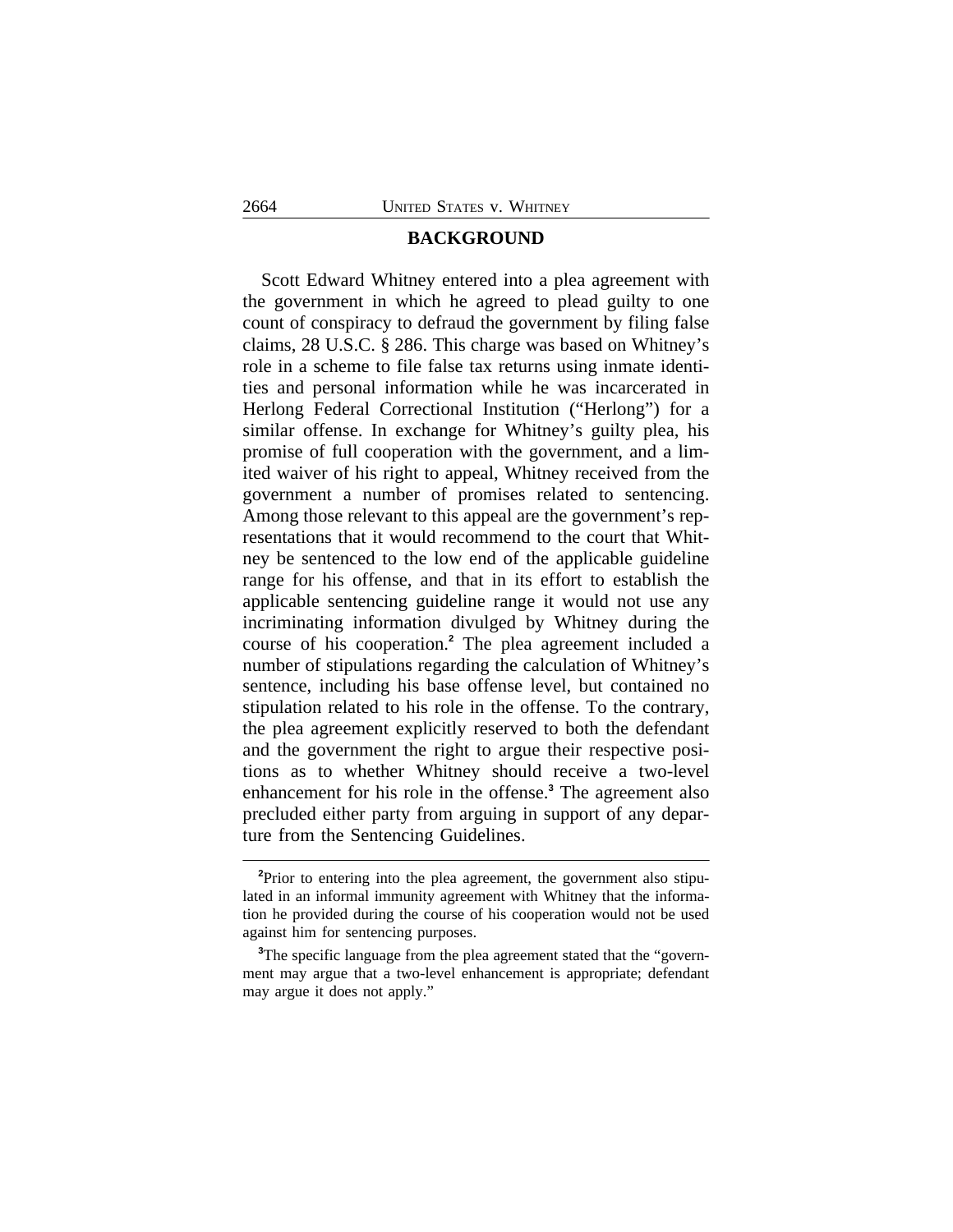## BACKGROUND

Scott Edward Whitney entered into a plea agreement with the government in which he agreed to plead guilty to one count of conspiracy to defraud the government by filing false claims, 28 U.S.C. § 286. This charge was based on Whitney's role in a scheme to file false tax returns using inmate identities and personal information while he was incarcerated in Herlong Federal Correctional Institution ("Herlong") for a similar offense. In exchange for Whitney's guilty plea, his promise of full cooperation with the government, and a limited waiver of his right to appeal, Whitney received from the government a number of promises related to sentencing. Among those relevant to this appeal are the government's representations that it would recommend to the court that Whitney be sentenced to the low end of the applicable guideline range for his offense, and that in its effort to establish the applicable sentencing guideline range it would not use any incriminating information divulged by Whitney during the course of his cooperation.[2] The plea agreement included a number of stipulations regarding the calculation of Whitney's sentence, including his base offense level, but contained no stipulation related to his role in the offense. To the contrary, the plea agreement explicitly reserved to both the defendant and the government the right to argue their respective positions as to whether Whitney should receive a two-level enhancement for his role in the offense.[3] The agreement also precluded either party from arguing in support of any departure from the Sentencing Guidelines.

---

[2]Prior to entering into the plea agreement, the government also stipulated in an informal immunity agreement with Whitney that the information he provided during the course of his cooperation would not be used against him for sentencing purposes.

[3]The specific language from the plea agreement stated that the "government may argue that a two-level enhancement is appropriate; defendant may argue it does not apply."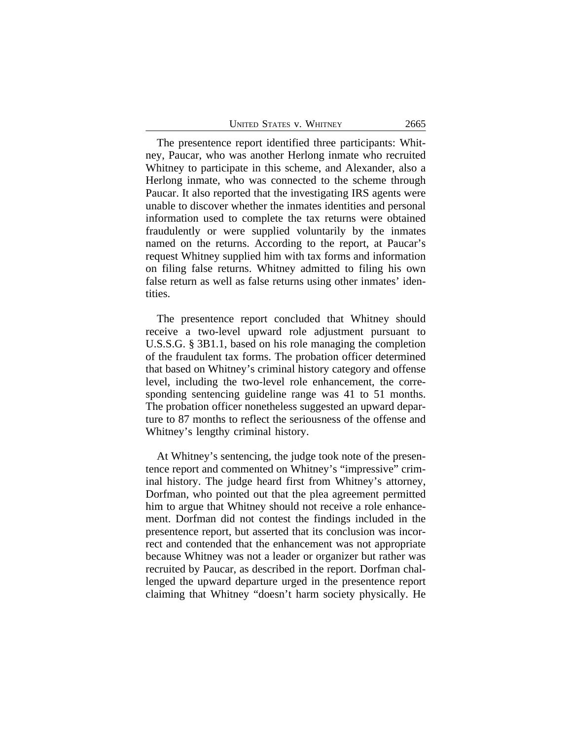The presentence report identified three participants: Whitney, Paucar, who was another Herlong inmate who recruited Whitney to participate in this scheme, and Alexander, also a Herlong inmate, who was connected to the scheme through Paucar. It also reported that the investigating IRS agents were unable to discover whether the inmates identities and personal information used to complete the tax returns were obtained fraudulently or were supplied voluntarily by the inmates named on the returns. According to the report, at Paucar's request Whitney supplied him with tax forms and information on filing false returns. Whitney admitted to filing his own false return as well as false returns using other inmates' identities.

The presentence report concluded that Whitney should receive a two-level upward role adjustment pursuant to U.S.S.G. § 3B1.1, based on his role managing the completion of the fraudulent tax forms. The probation officer determined that based on Whitney's criminal history category and offense level, including the two-level role enhancement, the corresponding sentencing guideline range was 41 to 51 months. The probation officer nonetheless suggested an upward departure to 87 months to reflect the seriousness of the offense and Whitney's lengthy criminal history.

At Whitney's sentencing, the judge took note of the presentence report and commented on Whitney's "impressive" criminal history. The judge heard first from Whitney's attorney, Dorfman, who pointed out that the plea agreement permitted him to argue that Whitney should not receive a role enhancement. Dorfman did not contest the findings included in the presentence report, but asserted that its conclusion was incorrect and contended that the enhancement was not appropriate because Whitney was not a leader or organizer but rather was recruited by Paucar, as described in the report. Dorfman challenged the upward departure urged in the presentence report claiming that Whitney "doesn't harm society physically. He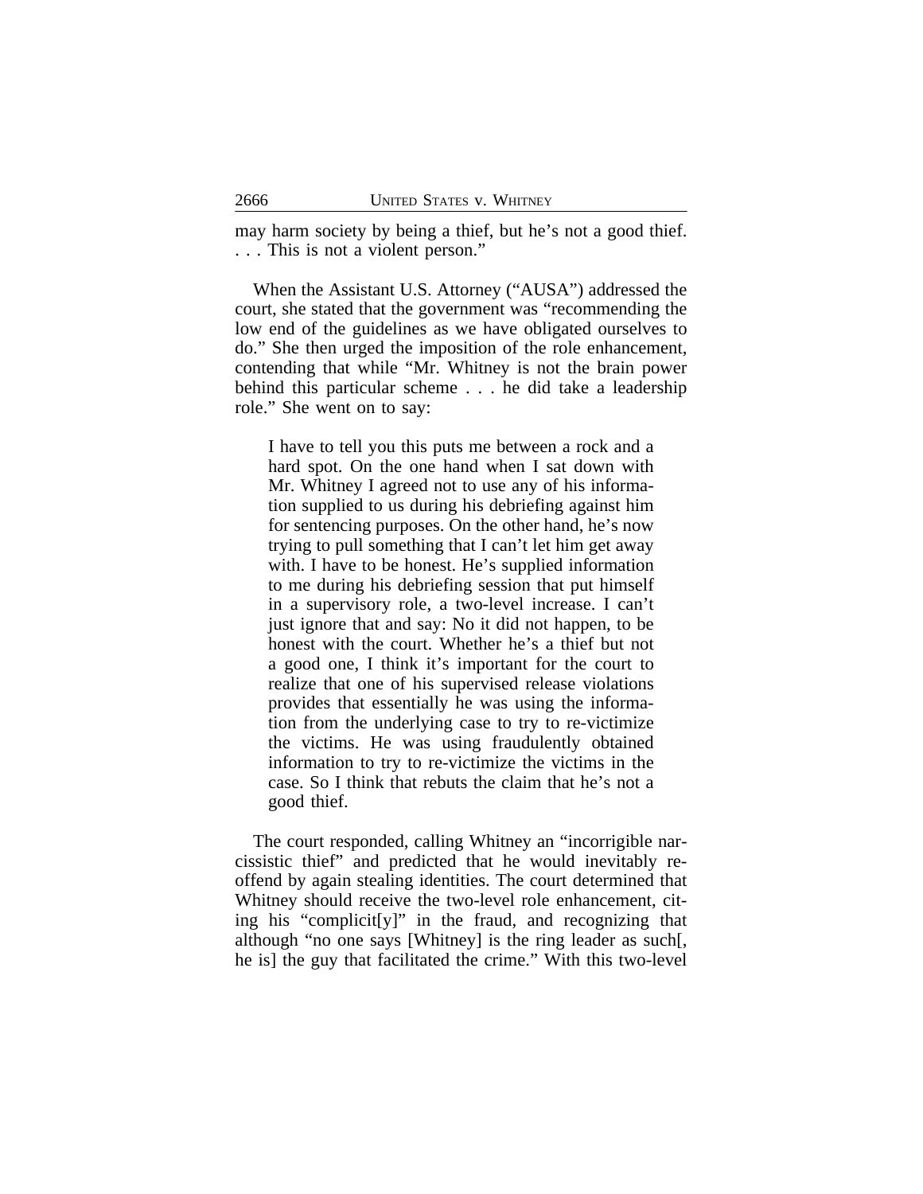may harm society by being a thief, but he's not a good thief. . . . This is not a violent person."

When the Assistant U.S. Attorney ("AUSA") addressed the court, she stated that the government was "recommending the low end of the guidelines as we have obligated ourselves to do." She then urged the imposition of the role enhancement, contending that while "Mr. Whitney is not the brain power behind this particular scheme . . . he did take a leadership role." She went on to say:

> I have to tell you this puts me between a rock and a hard spot. On the one hand when I sat down with Mr. Whitney I agreed not to use any of his information supplied to us during his debriefing against him for sentencing purposes. On the other hand, he's now trying to pull something that I can't let him get away with. I have to be honest. He's supplied information to me during his debriefing session that put himself in a supervisory role, a two-level increase. I can't just ignore that and say: No it did not happen, to be honest with the court. Whether he's a thief but not a good one, I think it's important for the court to realize that one of his supervised release violations provides that essentially he was using the information from the underlying case to try to re-victimize the victims. He was using fraudulently obtained information to try to re-victimize the victims in the case. So I think that rebuts the claim that he's not a good thief.

The court responded, calling Whitney an "incorrigible narcissistic thief" and predicted that he would inevitably reoffend by again stealing identities. The court determined that Whitney should receive the two-level role enhancement, citing his "complicit[y]" in the fraud, and recognizing that although "no one says [Whitney] is the ring leader as such[, he is] the guy that facilitated the crime." With this two-level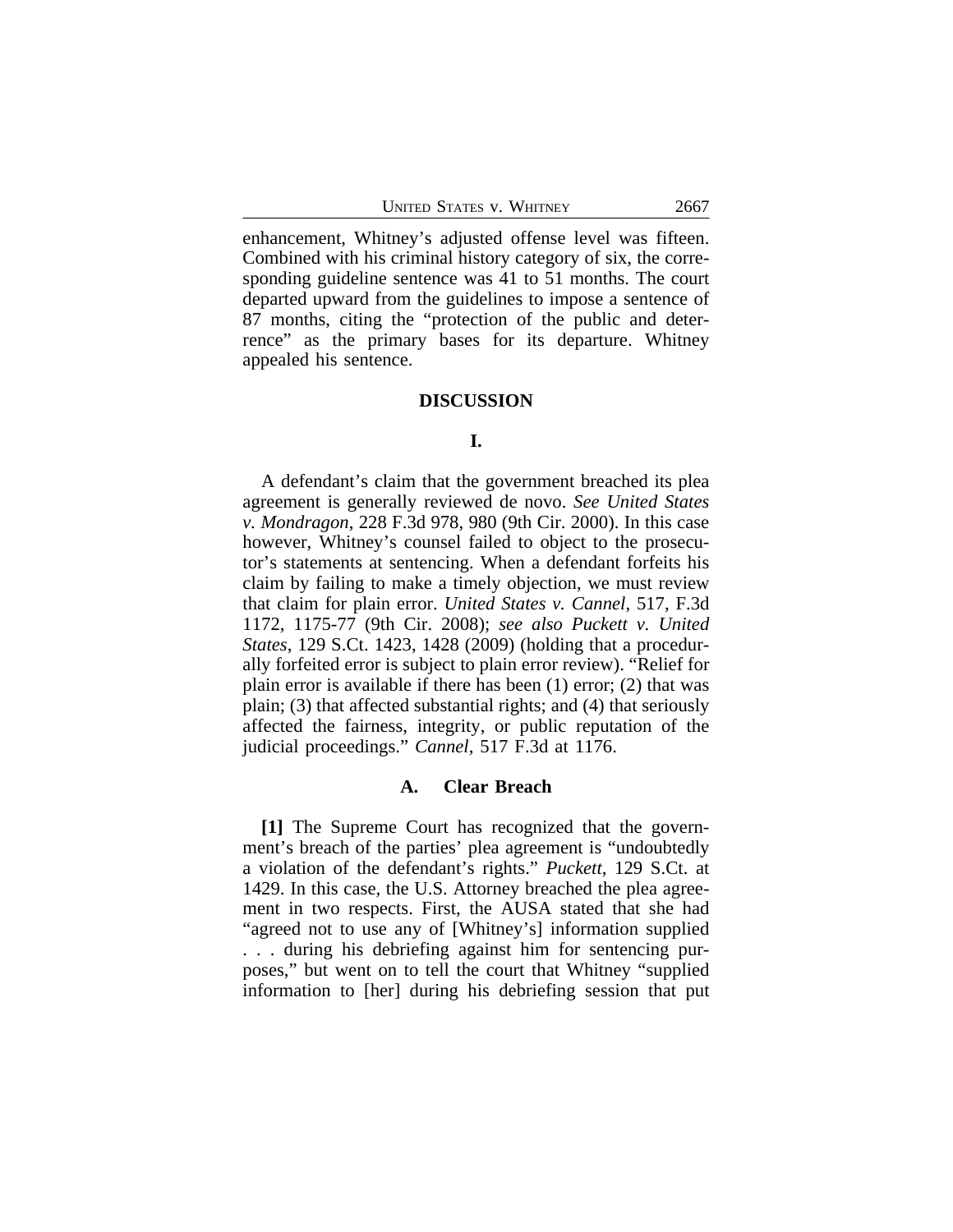enhancement, Whitney's adjusted offense level was fifteen. Combined with his criminal history category of six, the corresponding guideline sentence was 41 to 51 months. The court departed upward from the guidelines to impose a sentence of 87 months, citing the "protection of the public and deterrence" as the primary bases for its departure. Whitney appealed his sentence.

## DISCUSSION

### I.

A defendant's claim that the government breached its plea agreement is generally reviewed de novo. *See United States v. Mondragon*, 228 F.3d 978, 980 (9th Cir. 2000). In this case however, Whitney's counsel failed to object to the prosecutor's statements at sentencing. When a defendant forfeits his claim by failing to make a timely objection, we must review that claim for plain error. *United States v. Cannel*, 517, F.3d 1172, 1175-77 (9th Cir. 2008); *see also Puckett v. United States*, 129 S.Ct. 1423, 1428 (2009) (holding that a procedurally forfeited error is subject to plain error review). "Relief for plain error is available if there has been (1) error; (2) that was plain; (3) that affected substantial rights; and (4) that seriously affected the fairness, integrity, or public reputation of the judicial proceedings." *Cannel*, 517 F.3d at 1176.

### A. Clear Breach

**[1]** The Supreme Court has recognized that the government's breach of the parties' plea agreement is "undoubtedly a violation of the defendant's rights." *Puckett*, 129 S.Ct. at 1429. In this case, the U.S. Attorney breached the plea agreement in two respects. First, the AUSA stated that she had "agreed not to use any of [Whitney's] information supplied . . . during his debriefing against him for sentencing purposes," but went on to tell the court that Whitney "supplied information to [her] during his debriefing session that put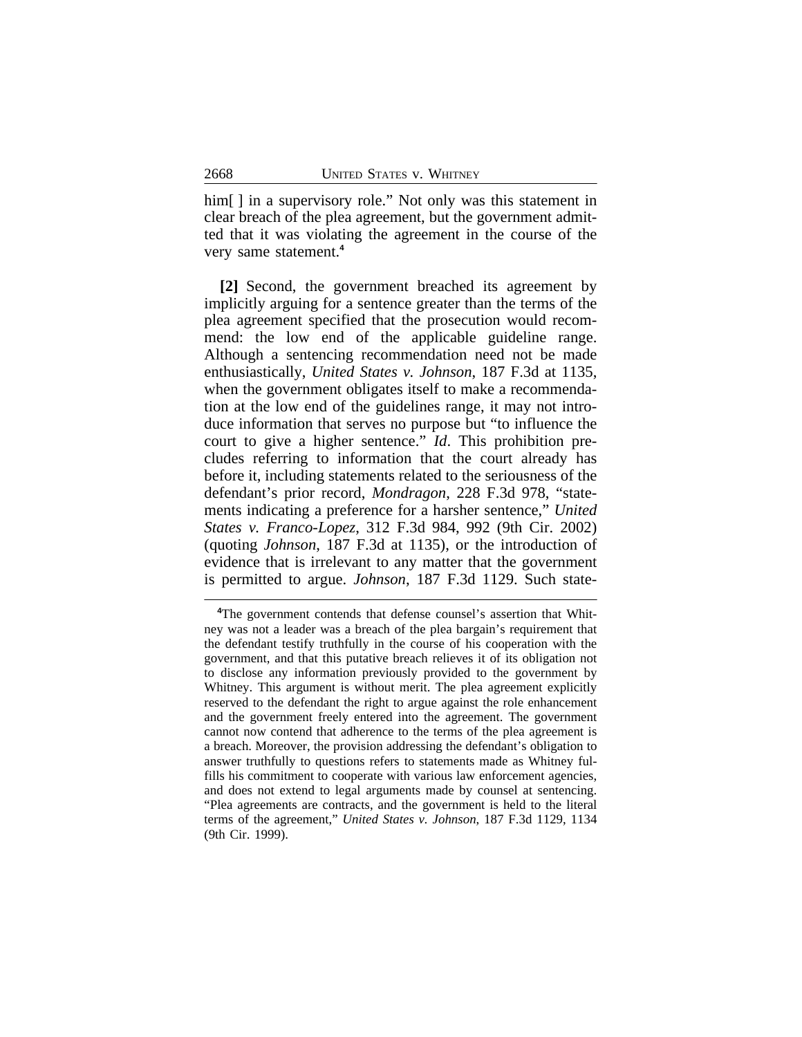him[ ] in a supervisory role." Not only was this statement in clear breach of the plea agreement, but the government admitted that it was violating the agreement in the course of the very same statement.[4]

**[2]** Second, the government breached its agreement by implicitly arguing for a sentence greater than the terms of the plea agreement specified that the prosecution would recommend: the low end of the applicable guideline range. Although a sentencing recommendation need not be made enthusiastically, *United States v. Johnson*, 187 F.3d at 1135, when the government obligates itself to make a recommendation at the low end of the guidelines range, it may not introduce information that serves no purpose but "to influence the court to give a higher sentence." *Id*. This prohibition precludes referring to information that the court already has before it, including statements related to the seriousness of the defendant's prior record, *Mondragon*, 228 F.3d 978, "statements indicating a preference for a harsher sentence," *United States v. Franco-Lopez*, 312 F.3d 984, 992 (9th Cir. 2002) (quoting *Johnson*, 187 F.3d at 1135), or the introduction of evidence that is irrelevant to any matter that the government is permitted to argue. *Johnson*, 187 F.3d 1129. Such state-

[4]The government contends that defense counsel's assertion that Whitney was not a leader was a breach of the plea bargain's requirement that the defendant testify truthfully in the course of his cooperation with the government, and that this putative breach relieves it of its obligation not to disclose any information previously provided to the government by Whitney. This argument is without merit. The plea agreement explicitly reserved to the defendant the right to argue against the role enhancement and the government freely entered into the agreement. The government cannot now contend that adherence to the terms of the plea agreement is a breach. Moreover, the provision addressing the defendant's obligation to answer truthfully to questions refers to statements made as Whitney fulfills his commitment to cooperate with various law enforcement agencies, and does not extend to legal arguments made by counsel at sentencing. "Plea agreements are contracts, and the government is held to the literal terms of the agreement," *United States v. Johnson*, 187 F.3d 1129, 1134 (9th Cir. 1999).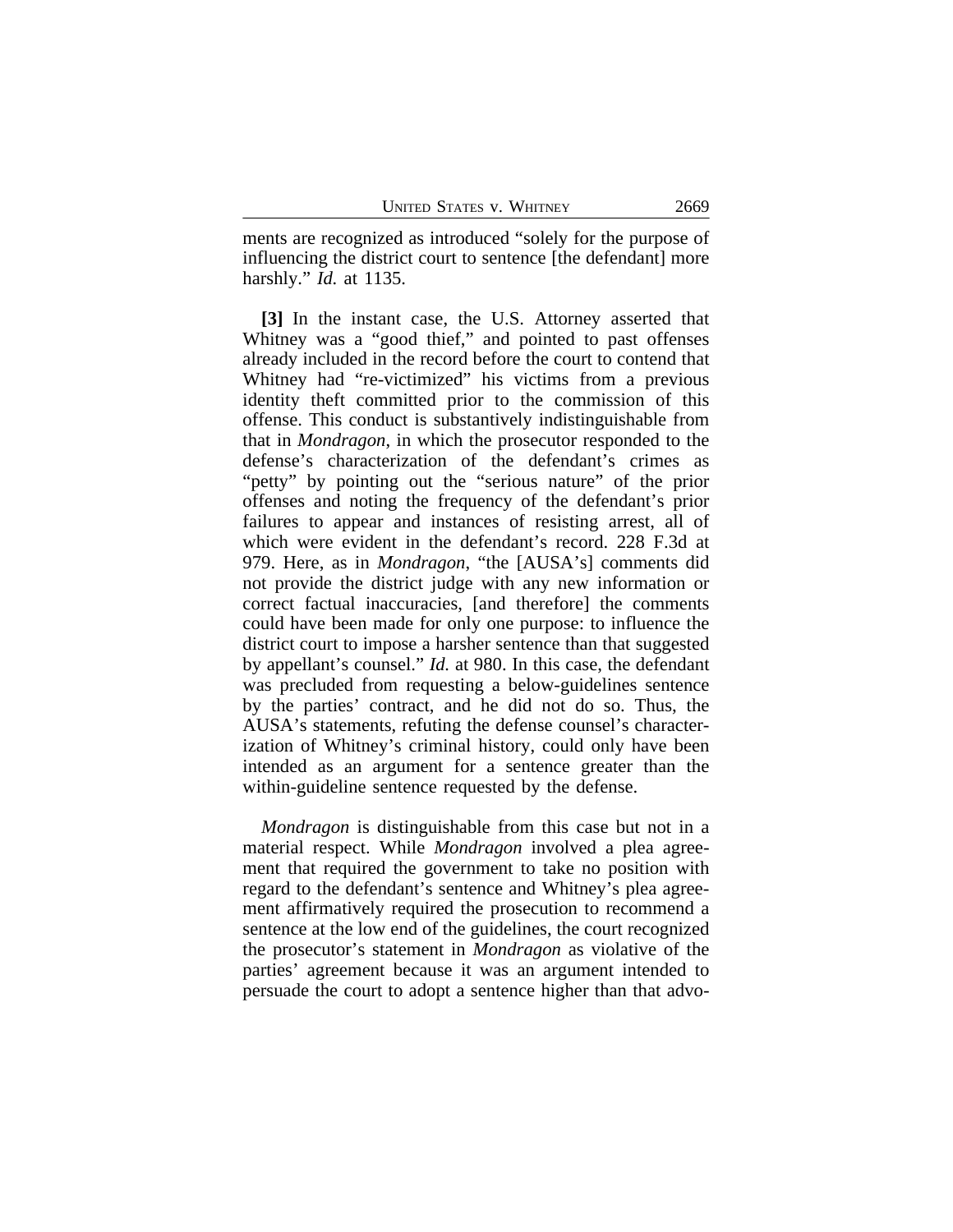ments are recognized as introduced "solely for the purpose of influencing the district court to sentence [the defendant] more harshly." *Id.* at 1135.

**[3]** In the instant case, the U.S. Attorney asserted that Whitney was a "good thief," and pointed to past offenses already included in the record before the court to contend that Whitney had "re-victimized" his victims from a previous identity theft committed prior to the commission of this offense. This conduct is substantively indistinguishable from that in *Mondragon*, in which the prosecutor responded to the defense's characterization of the defendant's crimes as "petty" by pointing out the "serious nature" of the prior offenses and noting the frequency of the defendant's prior failures to appear and instances of resisting arrest, all of which were evident in the defendant's record. 228 F.3d at 979. Here, as in *Mondragon*, "the [AUSA's] comments did not provide the district judge with any new information or correct factual inaccuracies, [and therefore] the comments could have been made for only one purpose: to influence the district court to impose a harsher sentence than that suggested by appellant's counsel." *Id.* at 980. In this case, the defendant was precluded from requesting a below-guidelines sentence by the parties' contract, and he did not do so. Thus, the AUSA's statements, refuting the defense counsel's characterization of Whitney's criminal history, could only have been intended as an argument for a sentence greater than the within-guideline sentence requested by the defense.

*Mondragon* is distinguishable from this case but not in a material respect. While *Mondragon* involved a plea agreement that required the government to take no position with regard to the defendant's sentence and Whitney's plea agreement affirmatively required the prosecution to recommend a sentence at the low end of the guidelines, the court recognized the prosecutor's statement in *Mondragon* as violative of the parties' agreement because it was an argument intended to persuade the court to adopt a sentence higher than that advo-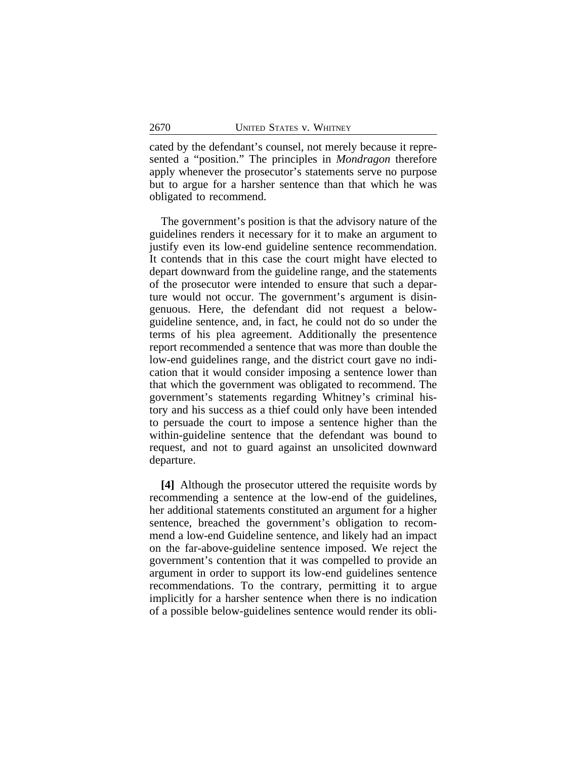cated by the defendant's counsel, not merely because it represented a "position." The principles in *Mondragon* therefore apply whenever the prosecutor's statements serve no purpose but to argue for a harsher sentence than that which he was obligated to recommend.

The government's position is that the advisory nature of the guidelines renders it necessary for it to make an argument to justify even its low-end guideline sentence recommendation. It contends that in this case the court might have elected to depart downward from the guideline range, and the statements of the prosecutor were intended to ensure that such a departure would not occur. The government's argument is disingenuous. Here, the defendant did not request a below-guideline sentence, and, in fact, he could not do so under the terms of his plea agreement. Additionally the presentence report recommended a sentence that was more than double the low-end guidelines range, and the district court gave no indication that it would consider imposing a sentence lower than that which the government was obligated to recommend. The government's statements regarding Whitney's criminal history and his success as a thief could only have been intended to persuade the court to impose a sentence higher than the within-guideline sentence that the defendant was bound to request, and not to guard against an unsolicited downward departure.

**[4]** Although the prosecutor uttered the requisite words by recommending a sentence at the low-end of the guidelines, her additional statements constituted an argument for a higher sentence, breached the government's obligation to recommend a low-end Guideline sentence, and likely had an impact on the far-above-guideline sentence imposed. We reject the government's contention that it was compelled to provide an argument in order to support its low-end guidelines sentence recommendations. To the contrary, permitting it to argue implicitly for a harsher sentence when there is no indication of a possible below-guidelines sentence would render its obli-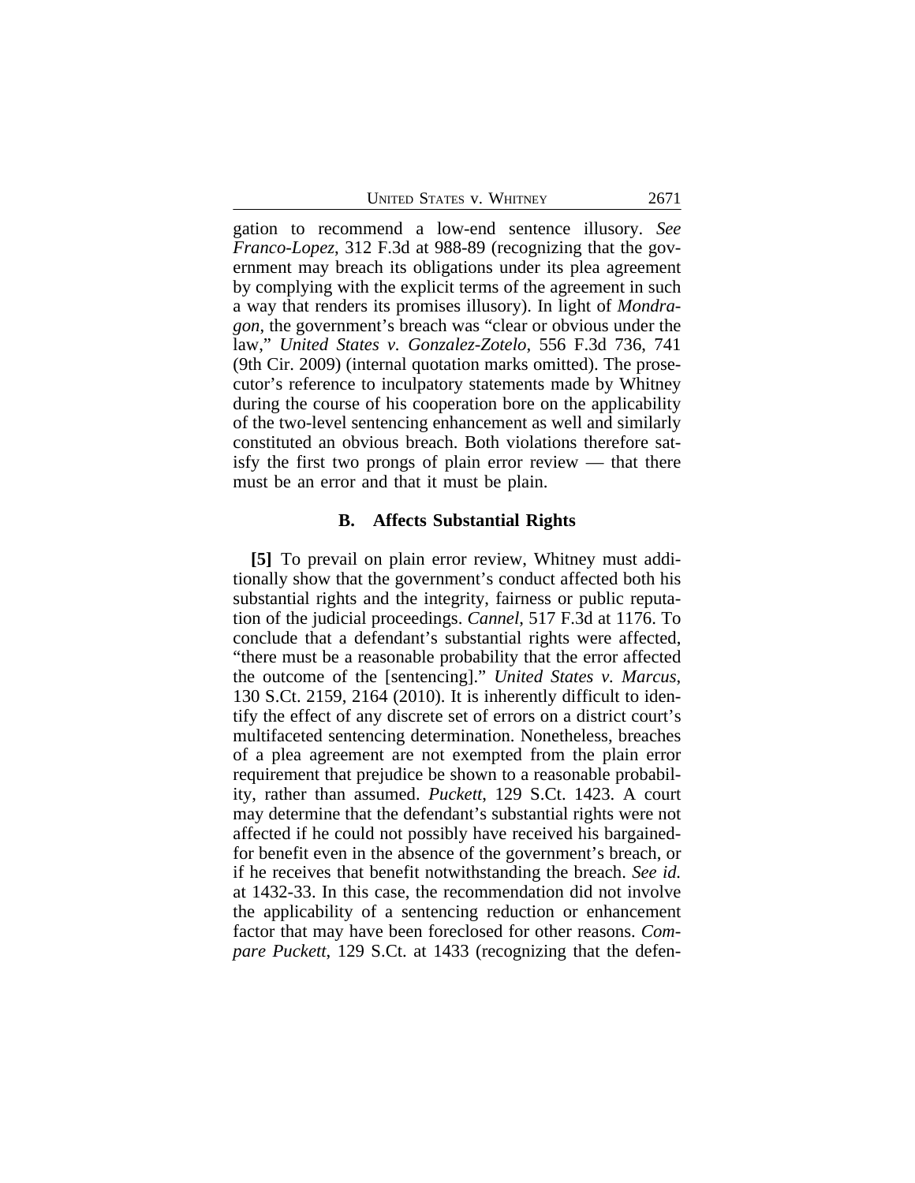gation to recommend a low-end sentence illusory. *See Franco-Lopez*, 312 F.3d at 988-89 (recognizing that the government may breach its obligations under its plea agreement by complying with the explicit terms of the agreement in such a way that renders its promises illusory). In light of *Mondragon*, the government's breach was "clear or obvious under the law," *United States v. Gonzalez-Zotelo*, 556 F.3d 736, 741 (9th Cir. 2009) (internal quotation marks omitted). The prosecutor's reference to inculpatory statements made by Whitney during the course of his cooperation bore on the applicability of the two-level sentencing enhancement as well and similarly constituted an obvious breach. Both violations therefore satisfy the first two prongs of plain error review — that there must be an error and that it must be plain.

### B. Affects Substantial Rights

**[5]** To prevail on plain error review, Whitney must additionally show that the government's conduct affected both his substantial rights and the integrity, fairness or public reputation of the judicial proceedings. *Cannel*, 517 F.3d at 1176. To conclude that a defendant's substantial rights were affected, "there must be a reasonable probability that the error affected the outcome of the [sentencing]." *United States v. Marcus*, 130 S.Ct. 2159, 2164 (2010). It is inherently difficult to identify the effect of any discrete set of errors on a district court's multifaceted sentencing determination. Nonetheless, breaches of a plea agreement are not exempted from the plain error requirement that prejudice be shown to a reasonable probability, rather than assumed. *Puckett*, 129 S.Ct. 1423. A court may determine that the defendant's substantial rights were not affected if he could not possibly have received his bargained-for benefit even in the absence of the government's breach, or if he receives that benefit notwithstanding the breach. *See id.* at 1432-33. In this case, the recommendation did not involve the applicability of a sentencing reduction or enhancement factor that may have been foreclosed for other reasons. *Compare Puckett*, 129 S.Ct. at 1433 (recognizing that the defen-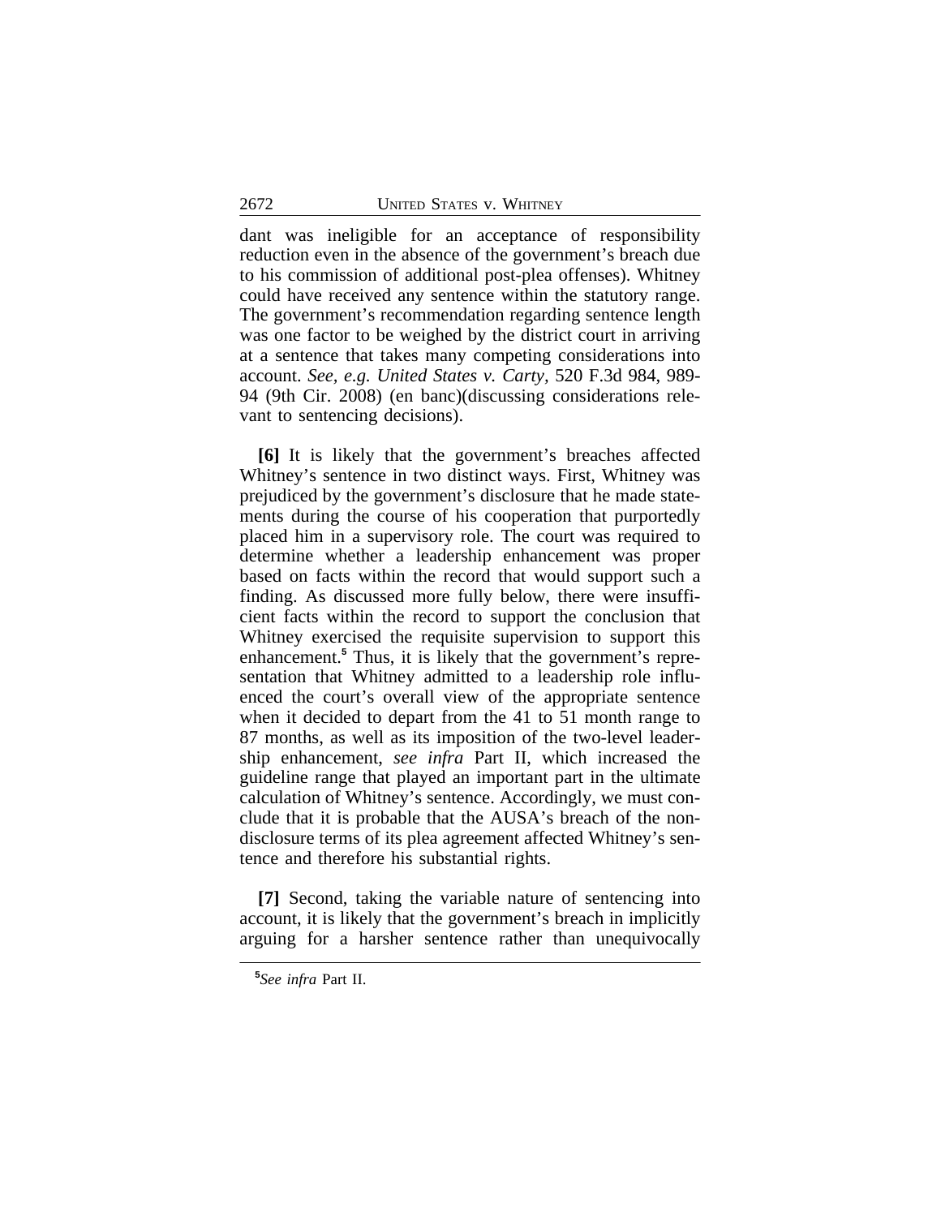dant was ineligible for an acceptance of responsibility reduction even in the absence of the government's breach due to his commission of additional post-plea offenses). Whitney could have received any sentence within the statutory range. The government's recommendation regarding sentence length was one factor to be weighed by the district court in arriving at a sentence that takes many competing considerations into account. *See, e.g. United States v. Carty*, 520 F.3d 984, 989-94 (9th Cir. 2008) (en banc)(discussing considerations relevant to sentencing decisions).

**[6]** It is likely that the government's breaches affected Whitney's sentence in two distinct ways. First, Whitney was prejudiced by the government's disclosure that he made statements during the course of his cooperation that purportedly placed him in a supervisory role. The court was required to determine whether a leadership enhancement was proper based on facts within the record that would support such a finding. As discussed more fully below, there were insufficient facts within the record to support the conclusion that Whitney exercised the requisite supervision to support this enhancement.[5] Thus, it is likely that the government's representation that Whitney admitted to a leadership role influenced the court's overall view of the appropriate sentence when it decided to depart from the 41 to 51 month range to 87 months, as well as its imposition of the two-level leadership enhancement, *see infra* Part II, which increased the guideline range that played an important part in the ultimate calculation of Whitney's sentence. Accordingly, we must conclude that it is probable that the AUSA's breach of the non-disclosure terms of its plea agreement affected Whitney's sentence and therefore his substantial rights.

**[7]** Second, taking the variable nature of sentencing into account, it is likely that the government's breach in implicitly arguing for a harsher sentence rather than unequivocally

[5]*See infra* Part II.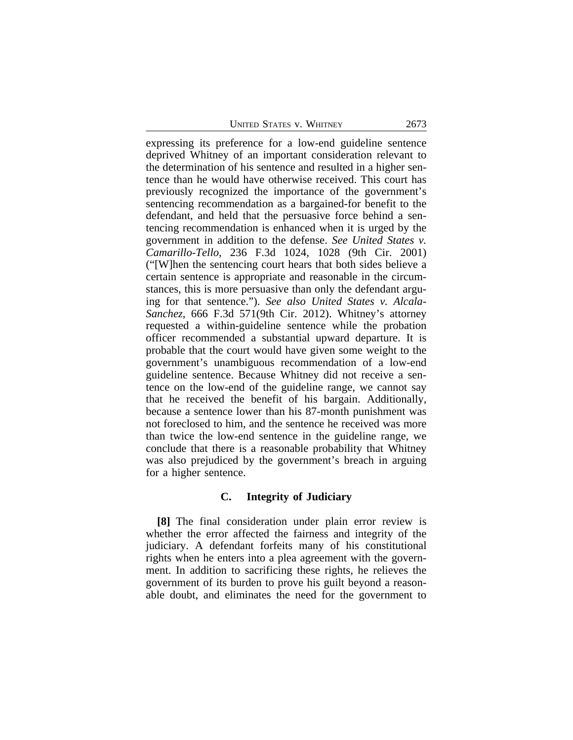expressing its preference for a low-end guideline sentence deprived Whitney of an important consideration relevant to the determination of his sentence and resulted in a higher sentence than he would have otherwise received. This court has previously recognized the importance of the government's sentencing recommendation as a bargained-for benefit to the defendant, and held that the persuasive force behind a sentencing recommendation is enhanced when it is urged by the government in addition to the defense. *See United States v. Camarillo-Tello*, 236 F.3d 1024, 1028 (9th Cir. 2001) ("[W]hen the sentencing court hears that both sides believe a certain sentence is appropriate and reasonable in the circumstances, this is more persuasive than only the defendant arguing for that sentence."). *See also United States v. Alcala-Sanchez*, 666 F.3d 571(9th Cir. 2012). Whitney's attorney requested a within-guideline sentence while the probation officer recommended a substantial upward departure. It is probable that the court would have given some weight to the government's unambiguous recommendation of a low-end guideline sentence. Because Whitney did not receive a sentence on the low-end of the guideline range, we cannot say that he received the benefit of his bargain. Additionally, because a sentence lower than his 87-month punishment was not foreclosed to him, and the sentence he received was more than twice the low-end sentence in the guideline range, we conclude that there is a reasonable probability that Whitney was also prejudiced by the government's breach in arguing for a higher sentence.

### C. Integrity of Judiciary

**[8]** The final consideration under plain error review is whether the error affected the fairness and integrity of the judiciary. A defendant forfeits many of his constitutional rights when he enters into a plea agreement with the government. In addition to sacrificing these rights, he relieves the government of its burden to prove his guilt beyond a reasonable doubt, and eliminates the need for the government to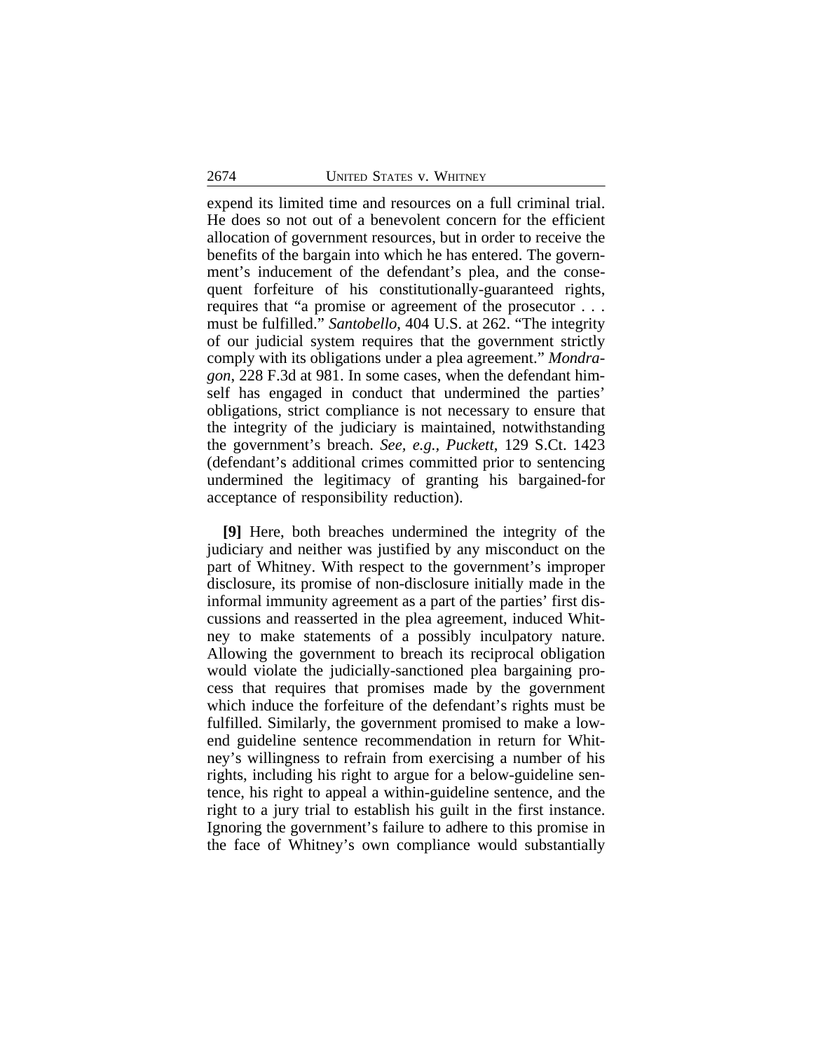expend its limited time and resources on a full criminal trial. He does so not out of a benevolent concern for the efficient allocation of government resources, but in order to receive the benefits of the bargain into which he has entered. The government's inducement of the defendant's plea, and the consequent forfeiture of his constitutionally-guaranteed rights, requires that "a promise or agreement of the prosecutor . . . must be fulfilled." *Santobello*, 404 U.S. at 262. "The integrity of our judicial system requires that the government strictly comply with its obligations under a plea agreement." *Mondragon*, 228 F.3d at 981. In some cases, when the defendant himself has engaged in conduct that undermined the parties' obligations, strict compliance is not necessary to ensure that the integrity of the judiciary is maintained, notwithstanding the government's breach. *See, e.g., Puckett*, 129 S.Ct. 1423 (defendant's additional crimes committed prior to sentencing undermined the legitimacy of granting his bargained-for acceptance of responsibility reduction).

**[9]** Here, both breaches undermined the integrity of the judiciary and neither was justified by any misconduct on the part of Whitney. With respect to the government's improper disclosure, its promise of non-disclosure initially made in the informal immunity agreement as a part of the parties' first discussions and reasserted in the plea agreement, induced Whitney to make statements of a possibly inculpatory nature. Allowing the government to breach its reciprocal obligation would violate the judicially-sanctioned plea bargaining process that requires that promises made by the government which induce the forfeiture of the defendant's rights must be fulfilled. Similarly, the government promised to make a low-end guideline sentence recommendation in return for Whitney's willingness to refrain from exercising a number of his rights, including his right to argue for a below-guideline sentence, his right to appeal a within-guideline sentence, and the right to a jury trial to establish his guilt in the first instance. Ignoring the government's failure to adhere to this promise in the face of Whitney's own compliance would substantially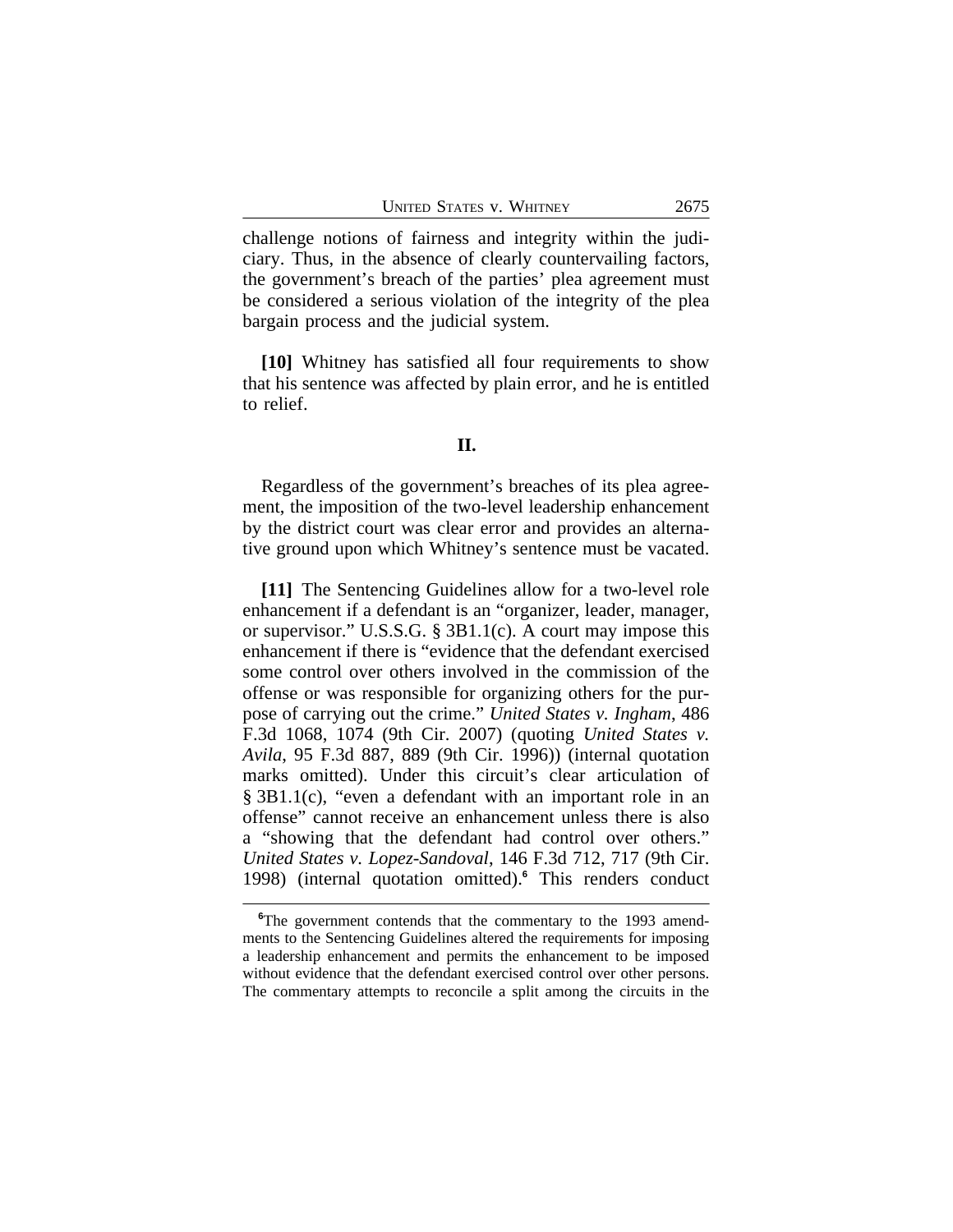challenge notions of fairness and integrity within the judiciary. Thus, in the absence of clearly countervailing factors, the government's breach of the parties' plea agreement must be considered a serious violation of the integrity of the plea bargain process and the judicial system.

**[10]** Whitney has satisfied all four requirements to show that his sentence was affected by plain error, and he is entitled to relief.

## II.

Regardless of the government's breaches of its plea agreement, the imposition of the two-level leadership enhancement by the district court was clear error and provides an alternative ground upon which Whitney's sentence must be vacated.

**[11]** The Sentencing Guidelines allow for a two-level role enhancement if a defendant is an "organizer, leader, manager, or supervisor." U.S.S.G. § 3B1.1(c). A court may impose this enhancement if there is "evidence that the defendant exercised some control over others involved in the commission of the offense or was responsible for organizing others for the purpose of carrying out the crime." *United States v. Ingham*, 486 F.3d 1068, 1074 (9th Cir. 2007) (quoting *United States v. Avila*, 95 F.3d 887, 889 (9th Cir. 1996)) (internal quotation marks omitted). Under this circuit's clear articulation of § 3B1.1(c), "even a defendant with an important role in an offense" cannot receive an enhancement unless there is also a "showing that the defendant had control over others." *United States v. Lopez-Sandoval*, 146 F.3d 712, 717 (9th Cir. 1998) (internal quotation omitted).[6] This renders conduct

[6]The government contends that the commentary to the 1993 amendments to the Sentencing Guidelines altered the requirements for imposing a leadership enhancement and permits the enhancement to be imposed without evidence that the defendant exercised control over other persons. The commentary attempts to reconcile a split among the circuits in the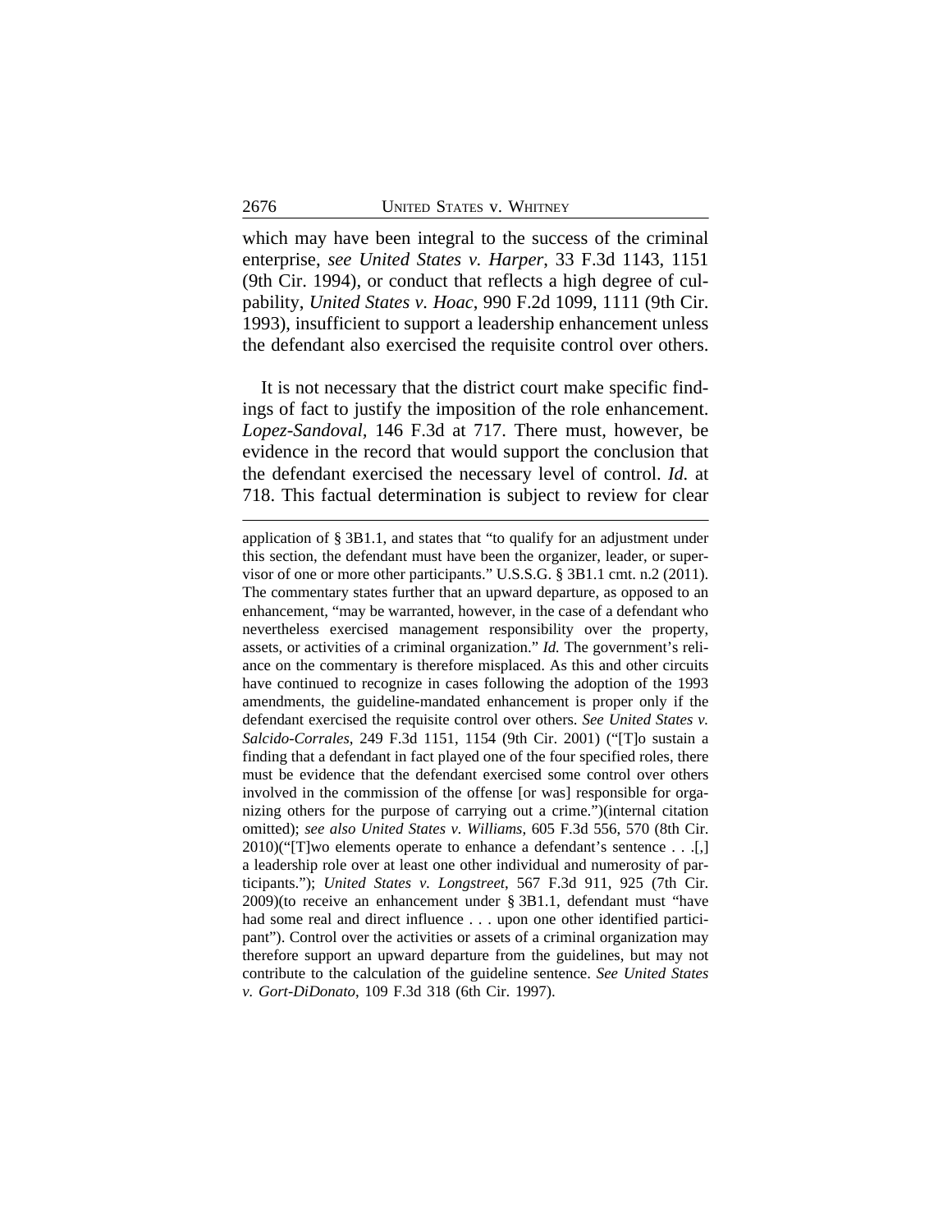which may have been integral to the success of the criminal enterprise, *see United States v. Harper*, 33 F.3d 1143, 1151 (9th Cir. 1994), or conduct that reflects a high degree of culpability, *United States v. Hoac*, 990 F.2d 1099, 1111 (9th Cir. 1993), insufficient to support a leadership enhancement unless the defendant also exercised the requisite control over others.

It is not necessary that the district court make specific findings of fact to justify the imposition of the role enhancement. *Lopez-Sandoval*, 146 F.3d at 717. There must, however, be evidence in the record that would support the conclusion that the defendant exercised the necessary level of control. *Id.* at 718. This factual determination is subject to review for clear

---

application of § 3B1.1, and states that "to qualify for an adjustment under this section, the defendant must have been the organizer, leader, or supervisor of one or more other participants." U.S.S.G. § 3B1.1 cmt. n.2 (2011). The commentary states further that an upward departure, as opposed to an enhancement, "may be warranted, however, in the case of a defendant who nevertheless exercised management responsibility over the property, assets, or activities of a criminal organization." *Id.* The government's reliance on the commentary is therefore misplaced. As this and other circuits have continued to recognize in cases following the adoption of the 1993 amendments, the guideline-mandated enhancement is proper only if the defendant exercised the requisite control over others. *See United States v. Salcido-Corrales*, 249 F.3d 1151, 1154 (9th Cir. 2001) ("[T]o sustain a finding that a defendant in fact played one of the four specified roles, there must be evidence that the defendant exercised some control over others involved in the commission of the offense [or was] responsible for organizing others for the purpose of carrying out a crime.")(internal citation omitted); *see also United States v. Williams*, 605 F.3d 556, 570 (8th Cir. 2010)("[T]wo elements operate to enhance a defendant's sentence . . .[,] a leadership role over at least one other individual and numerosity of participants."); *United States v. Longstreet*, 567 F.3d 911, 925 (7th Cir. 2009)(to receive an enhancement under § 3B1.1, defendant must "have had some real and direct influence . . . upon one other identified participant"). Control over the activities or assets of a criminal organization may therefore support an upward departure from the guidelines, but may not contribute to the calculation of the guideline sentence. *See United States v. Gort-DiDonato*, 109 F.3d 318 (6th Cir. 1997).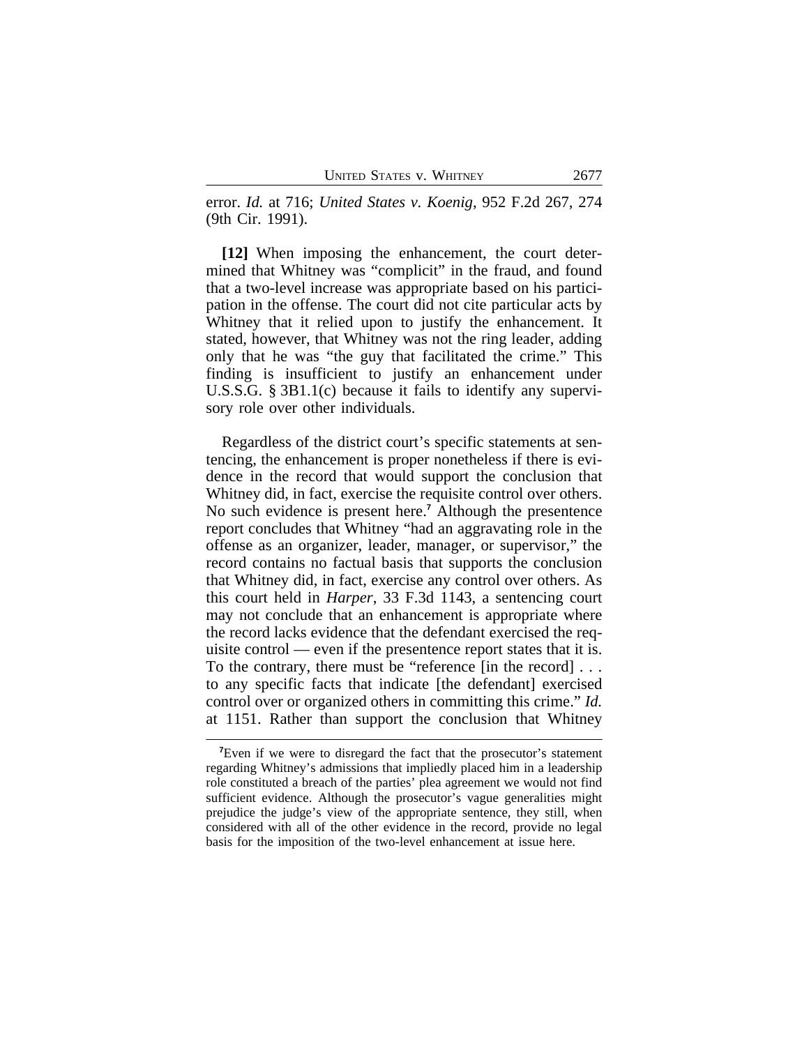error. *Id.* at 716; *United States v. Koenig*, 952 F.2d 267, 274 (9th Cir. 1991).

**[12]** When imposing the enhancement, the court determined that Whitney was "complicit" in the fraud, and found that a two-level increase was appropriate based on his participation in the offense. The court did not cite particular acts by Whitney that it relied upon to justify the enhancement. It stated, however, that Whitney was not the ring leader, adding only that he was "the guy that facilitated the crime." This finding is insufficient to justify an enhancement under U.S.S.G. § 3B1.1(c) because it fails to identify any supervisory role over other individuals.

Regardless of the district court's specific statements at sentencing, the enhancement is proper nonetheless if there is evidence in the record that would support the conclusion that Whitney did, in fact, exercise the requisite control over others. No such evidence is present here.[7] Although the presentence report concludes that Whitney "had an aggravating role in the offense as an organizer, leader, manager, or supervisor," the record contains no factual basis that supports the conclusion that Whitney did, in fact, exercise any control over others. As this court held in *Harper*, 33 F.3d 1143, a sentencing court may not conclude that an enhancement is appropriate where the record lacks evidence that the defendant exercised the requisite control — even if the presentence report states that it is. To the contrary, there must be "reference [in the record] . . . to any specific facts that indicate [the defendant] exercised control over or organized others in committing this crime." *Id.* at 1151. Rather than support the conclusion that Whitney

[7]Even if we were to disregard the fact that the prosecutor's statement regarding Whitney's admissions that impliedly placed him in a leadership role constituted a breach of the parties' plea agreement we would not find sufficient evidence. Although the prosecutor's vague generalities might prejudice the judge's view of the appropriate sentence, they still, when considered with all of the other evidence in the record, provide no legal basis for the imposition of the two-level enhancement at issue here.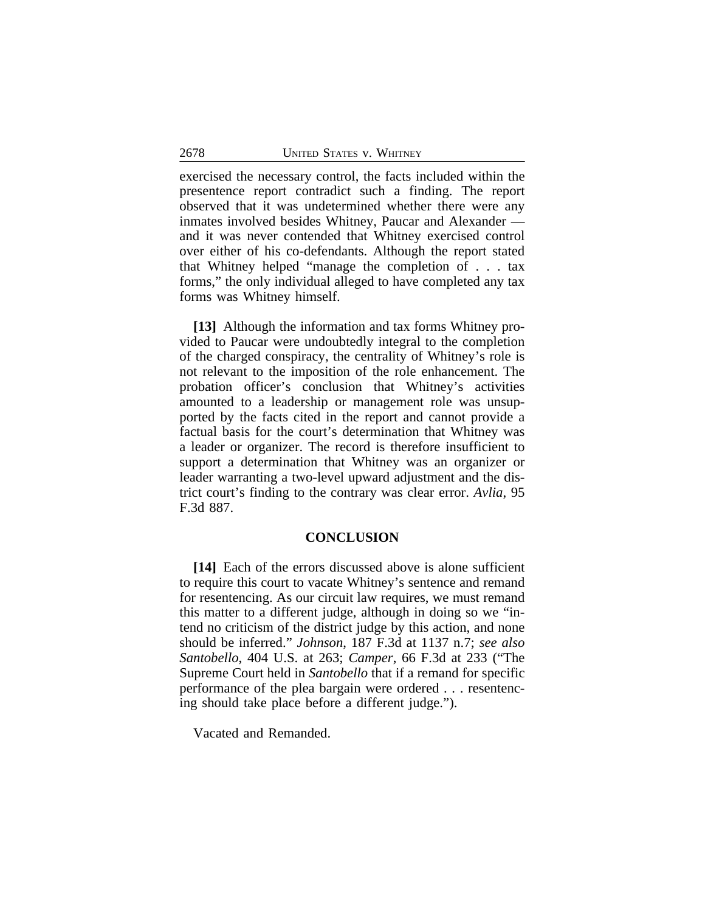exercised the necessary control, the facts included within the presentence report contradict such a finding. The report observed that it was undetermined whether there were any inmates involved besides Whitney, Paucar and Alexander — and it was never contended that Whitney exercised control over either of his co-defendants. Although the report stated that Whitney helped "manage the completion of . . . tax forms," the only individual alleged to have completed any tax forms was Whitney himself.

**[13]** Although the information and tax forms Whitney provided to Paucar were undoubtedly integral to the completion of the charged conspiracy, the centrality of Whitney's role is not relevant to the imposition of the role enhancement. The probation officer's conclusion that Whitney's activities amounted to a leadership or management role was unsupported by the facts cited in the report and cannot provide a factual basis for the court's determination that Whitney was a leader or organizer. The record is therefore insufficient to support a determination that Whitney was an organizer or leader warranting a two-level upward adjustment and the district court's finding to the contrary was clear error. *Avlia*, 95 F.3d 887.

## CONCLUSION

**[14]** Each of the errors discussed above is alone sufficient to require this court to vacate Whitney's sentence and remand for resentencing. As our circuit law requires, we must remand this matter to a different judge, although in doing so we "intend no criticism of the district judge by this action, and none should be inferred." *Johnson*, 187 F.3d at 1137 n.7; *see also Santobello*, 404 U.S. at 263; *Camper*, 66 F.3d at 233 ("The Supreme Court held in *Santobello* that if a remand for specific performance of the plea bargain were ordered . . . resentencing should take place before a different judge.").

Vacated and Remanded.